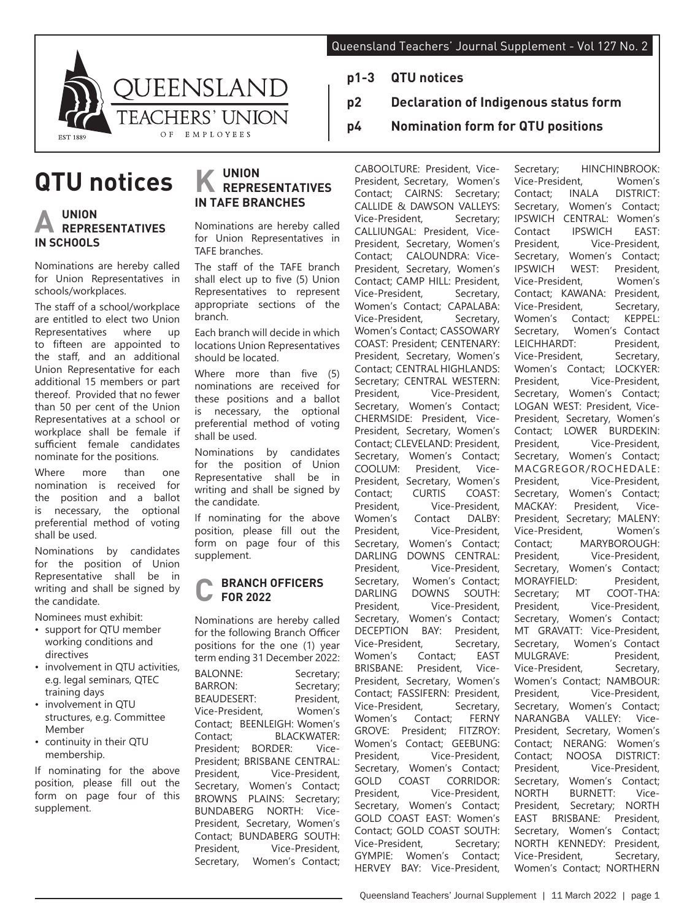# QTU notices

## A UNION REPRESENTATIVES IN SCHOOLS

Nominations are hereby called for Union Representatives in schools/workplaces.

The staff of a school/workplace are entitled to elect two Union Representatives where up to fifteen are appointed to the staff, and an additional Union Representative for each additional 15 members or part thereof. Provided that no fewer than 50 per cent of the Union Representatives at a school or workplace shall be female if sufficient female candidates nominate for the positions.

Where more than one nomination is received for the position and a ballot is necessary, the optional preferential method of voting shall be used.

Nominations by candidates for the position of Union Representative shall be in writing and shall be signed by the candidate.

Nominees must exhibit:

- support for QTU member working conditions and directives
- involvement in QTU activities, e.g. legal seminars, QTEC training days
- involvement in QTU structures, e.g. Committee Member
- continuity in their QTU membership.

If nominating for the above position, please fill out the form on page four of this supplement.

## K UNION REPRESENTATIVES IN TAFE BRANCHES

Nominations are hereby called for Union Representatives in TAFE branches.

The staff of the TAFE branch shall elect up to five (5) Union Representatives to represent appropriate sections of the branch.

Each branch will decide in which locations Union Representatives should be located.

Where more than five (5) nominations are received for these positions and a ballot is necessary, the optional preferential method of voting shall be used.

Nominations by candidates for the position of Union Representative shall be in writing and shall be signed by the candidate.

If nominating for the above position, please fill out the form on page four of this supplement.

## C BRANCH OFFICERS FOR 2022

Nominations are hereby called for the following Branch Officer positions for the one (1) year term ending 31 December 2022:

BALONNE: Secretary; BARRON: Secretary; BEAUDESERT: President, Vice-President, Women's Contact; BEENLEIGH: Women's Contact; BLACKWATER: President; BORDER: Vice-President; BRISBANE CENTRAL: President, Vice-President, Secretary, Women's Contact; BROWNS PLAINS: Secretary; BUNDABERG NORTH: Vice-President, Secretary, Women's Contact; BUNDABERG SOUTH: President, Vice-President, Secretary, Women's Contact; CABOOLTURE: President, Vice-President, Secretary, Women's Contact; CAIRNS: Secretary; CALLIDE & DAWSON VALLEYS: Vice-President, Secretary; CALLIUNGAL: President, Vice-President, Secretary, Women's Contact; CALOUNDRA: Vice-President, Secretary, Women's Contact; CAMP HILL: President, Vice-President, Secretary, Women's Contact; CAPALABA: Vice-President, Secretary, Women's Contact; CASSOWARY COAST: President; CENTENARY: President, Secretary, Women's Contact; CENTRAL HIGHLANDS: Secretary; CENTRAL WESTERN: President, Vice-President, Secretary, Women's Contact; CHERMSIDE: President, Vice-President, Secretary, Women's Contact; CLEVELAND: President, Secretary, Women's Contact; COOLUM: President, Vice-President, Secretary, Women's Contact; CURTIS COAST: President, Vice-President, Women's Contact DALBY: President, Vice-President, Secretary, Women's Contact; DARLING DOWNS CENTRAL: President, Vice-President, Secretary, Women's Contact; DARLING DOWNS SOUTH: President, Vice-President, Secretary, Women's Contact; DECEPTION BAY: President, Vice-President, Secretary, Women's Contact; EAST BRISBANE: President, Vice-President, Secretary, Women's Contact; FASSIFERN: President, Vice-President, Secretary, Women's Contact; FERNY GROVE: President; FITZROY: Women's Contact; GEEBUNG: President, Vice-President, Secretary, Women's Contact; GOLD COAST CORRIDOR: President, Vice-President, Secretary, Women's Contact; GOLD COAST EAST: Women's Contact; GOLD COAST SOUTH: Vice-President, Secretary; GYMPIE: Women's Contact; HERVEY BAY: Vice-President, Secretary; HINCHINBROOK: Vice-President, Women's Contact; INALA DISTRICT: Secretary, Women's Contact; IPSWICH CENTRAL: Women's Contact IPSWICH EAST: President, Vice-President, Secretary, Women's Contact; IPSWICH WEST: President, Vice-President, Women's Contact; KAWANA: President, Vice-President, Secretary, Women's Contact; KEPPEL: Secretary, Women's Contact LEICHHARDT: President, Vice-President, Secretary, Women's Contact; LOCKYER: President, Vice-President, Secretary, Women's Contact; LOGAN WEST: President, Vice-President, Secretary, Women's Contact; LOWER BURDEKIN: President, Vice-President, Secretary, Women's Contact; MACGREGOR/ROCHEDALE: President, Vice-President, Secretary, Women's Contact; MACKAY: President, Vice-President, Secretary; MALENY: Vice-President, Women's Contact; MARYBOROUGH: President, Vice-President, Secretary, Women's Contact; MORAYFIELD: President, Secretary; MT COOT-THA: President, Vice-President, Secretary, Women's Contact; MT GRAVATT: Vice-President, Secretary, Women's Contact MULGRAVE: President, Vice-President, Secretary, Women's Contact; NAMBOUR: President, Vice-President, Secretary, Women's Contact; NARANGBA VALLEY: Vice-President, Secretary, Women's Contact; NERANG: Women's Contact; NOOSA DISTRICT: President, Vice-President, Secretary, Women's Contact; NORTH BURNETT: Vice-President, Secretary; NORTH EAST BRISBANE: President, Secretary, Women's Contact; NORTH KENNEDY: President, Vice-President, Secretary, Women's Contact; NORTHERN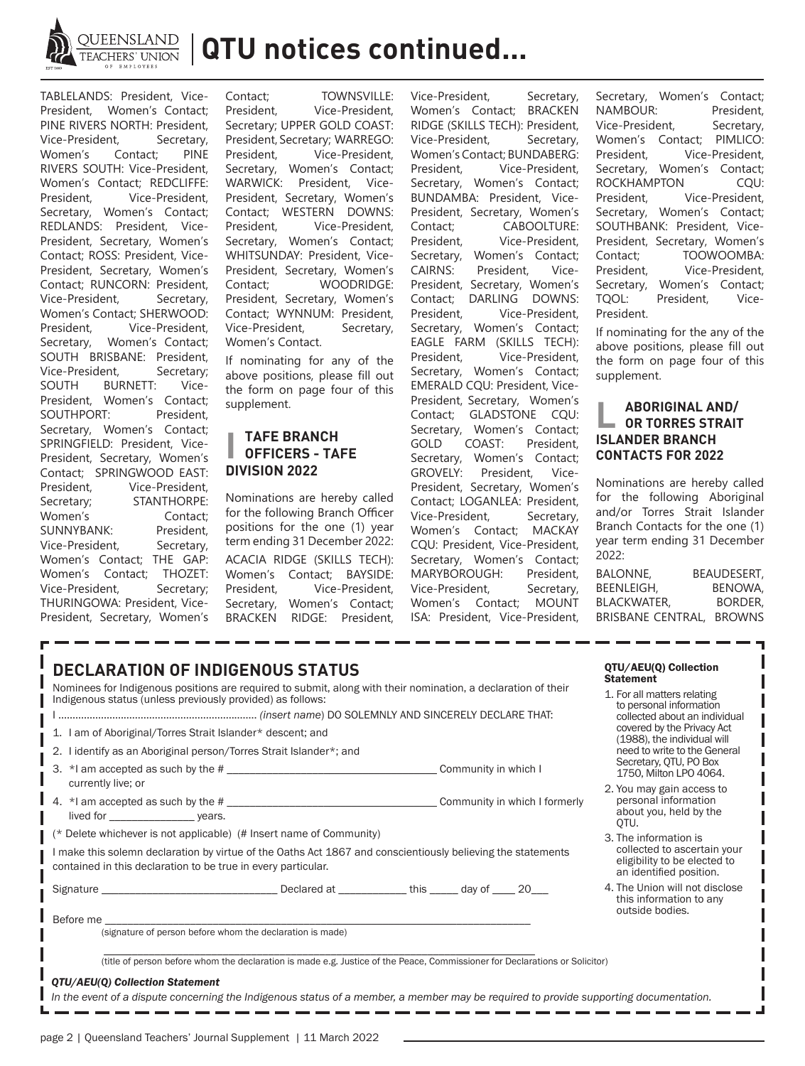# QTU notices continued...

TABLELANDS: President, Vice-President, Women's Contact; PINE RIVERS NORTH: President, Vice-President, Secretary, Women's Contact; PINE RIVERS SOUTH: Vice-President, Women's Contact; REDCLIFFE: President, Vice-President, Secretary, Women's Contact; REDLANDS: President, Vice-President, Secretary, Women's Contact; ROSS: President, Vice-President, Secretary, Women's Contact; RUNCORN: President, Vice-President, Secretary, Women's Contact; SHERWOOD: President, Vice-President, Secretary, Women's Contact; SOUTH BRISBANE: President, Vice-President, Secretary; SOUTH BURNETT: Vice-President, Women's Contact; SOUTHPORT: President, Secretary, Women's Contact; SPRINGFIELD: President, Vice-President, Secretary, Women's Contact; SPRINGWOOD EAST: President, Vice-President, Secretary; STANTHORPE: Women's Contact; SUNNYBANK: President, Vice-President, Secretary, Women's Contact; THE GAP: Women's Contact; THOZET: Vice-President, Secretary; THURINGOWA: President, Vice-President, Secretary, Women's Contact; TOWNSVILLE: President, Vice-President, Secretary; UPPER GOLD COAST: President, Secretary; WARREGO: President, Vice-President, Secretary, Women's Contact; WARWICK: President, Vice-President, Secretary, Women's Contact; WESTERN DOWNS: President, Vice-President, Secretary, Women's Contact; WHITSUNDAY: President, Vice-President, Secretary, Women's Contact; WOODRIDGE: President, Secretary, Women's Contact; WYNNUM: President, Vice-President, Secretary, Women's Contact.

If nominating for any of the above positions, please fill out the form on page four of this supplement.

## TAFE BRANCH OFFICERS - TAFE DIVISION 2022

Nominations are hereby called for the following Branch Officer positions for the one (1) year term ending 31 December 2022:

ACACIA RIDGE (SKILLS TECH): Women's Contact; BAYSIDE: President, Vice-President, Secretary, Women's Contact; BRACKEN RIDGE: President, Vice-President, Secretary, Women's Contact; BRACKEN RIDGE (SKILLS TECH): President, Vice-President, Secretary, Women's Contact; BUNDABERG: President, Vice-President, Secretary, Women's Contact; BUNDAMBA: President, Vice-President, Secretary, Women's Contact; CABOOLTURE: President, Vice-President, Secretary, Women's Contact; CAIRNS: President, Vice-President, Secretary, Women's Contact; DARLING DOWNS: President, Vice-President, Secretary, Women's Contact; EAGLE FARM (SKILLS TECH): President, Vice-President, Secretary, Women's Contact; EMERALD CQU: President, Vice-President, Secretary, Women's Contact; GLADSTONE CQU: Secretary, Women's Contact; GOLD COAST: President, Secretary, Women's Contact; GROVELY: President, Vice-President, Secretary, Women's Contact; LOGANLEA: President, Vice-President, Secretary, Women's Contact; MACKAY CQU: President, Vice-President, Secretary, Women's Contact; MARYBOROUGH: President, Vice-President, Secretary, Women's Contact; MOUNT ISA: President, Vice-President, Secretary, Women's Contact; NAMBOUR: President, Vice-President, Secretary, Women's Contact; PIMLICO: President, Vice-President, Secretary, Women's Contact; ROCKHAMPTON CQU: President, Vice-President, Secretary, Women's Contact; SOUTHBANK: President, Vice-President, Secretary, Women's Contact; TOOWOOMBA: President, Vice-President, Secretary, Women's Contact; TQOL: President, Vice-President.

If nominating for the any of the above positions, please fill out the form on page four of this supplement.

## ABORIGINAL AND/ OR TORRES STRAIT ISLANDER BRANCH CONTACTS FOR 2022

Nominations are hereby called for the following Aboriginal and/or Torres Strait Islander Branch Contacts for the one (1) year term ending 31 December 2022:

BALONNE, BEAUDESERT, BEENLEIGH, BENOWA, BLACKWATER, BORDER, BRISBANE CENTRAL, BROWNS

## DECLARATION OF INDIGENOUS STATUS

Nominees for Indigenous positions are required to submit, along with their nomination, a declaration of their Indigenous status (unless previously provided) as follows:

I ..................................................................... *(insert name)* DO SOLEMNLY AND SINCERELY DECLARE THAT:

1. I am of Aboriginal/Torres Strait Islander* descent; and
2. I identify as an Aboriginal person/Torres Strait Islander*; and
3. *I am accepted as such by the # ____________________ Community in which I currently live; or
4. *I am accepted as such by the # ____________________ Community in which I formerly lived for ________ years.

(* Delete whichever is not applicable) (# Insert name of Community)

I make this solemn declaration by virtue of the Oaths Act 1867 and conscientiously believing the statements contained in this declaration to be true in every particular.

Signature ____________________ Declared at __________ this _____ day of ____ 20___

Before me ______________________________________________
(signature of person before whom the declaration is made)

______________________________________________
(title of person before whom the declaration is made e.g. Justice of the Peace, Commissioner for Declarations or Solicitor)

***QTU/AEU(Q) Collection Statement***

*In the event of a dispute concerning the Indigenous status of a member, a member may be required to provide supporting documentation.*

**QTU/AEU(Q) Collection Statement**

1. For all matters relating to personal information collected about an individual covered by the Privacy Act (1988), the individual will need to write to the General Secretary, QTU, PO Box 1750, Milton LPO 4064.
2. You may gain access to personal information about you, held by the QTU.
3. The information is collected to ascertain your eligibility to be elected to an identified position.
4. The Union will not disclose this information to any outside bodies.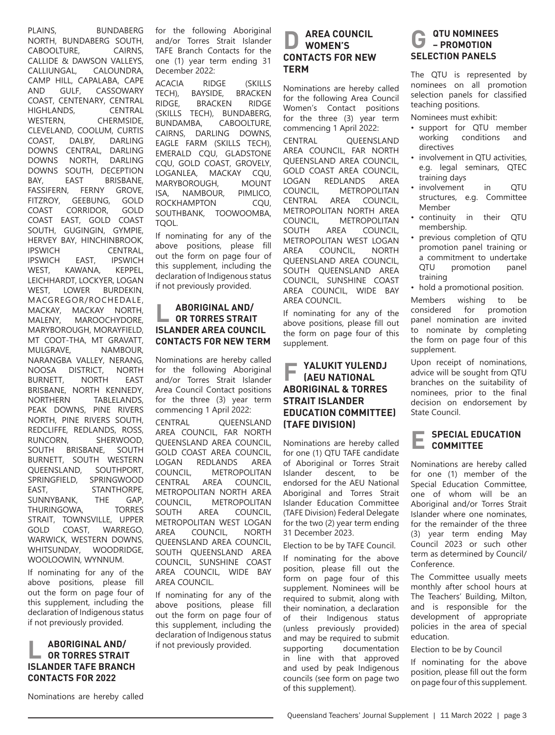PLAINS, BUNDABERG NORTH, BUNDABERG SOUTH, CABOOLTURE, CAIRNS, CALLIDE & DAWSON VALLEYS, CALLIUNGAL, CALOUNDRA, CAMP HILL, CAPALABA, CAPE AND GULF, CASSOWARY COAST, CENTENARY, CENTRAL HIGHLANDS, CENTRAL WESTERN, CHERMSIDE, CLEVELAND, COOLUM, CURTIS COAST, DALBY, DARLING DOWNS CENTRAL, DARLING DOWNS NORTH, DARLING DOWNS SOUTH, DECEPTION BAY, EAST BRISBANE, FASSIFERN, FERNY GROVE, FITZROY, GEEBUNG, GOLD COAST CORRIDOR, GOLD COAST EAST, GOLD COAST SOUTH, GUGINGIN, GYMPIE, HERVEY BAY, HINCHINBROOK, IPSWICH CENTRAL, IPSWICH EAST, IPSWICH WEST, KAWANA, KEPPEL, LEICHHARDT, LOCKYER, LOGAN WEST, LOWER BURDEKIN, MACGREGOR/ROCHEDALE, MACKAY, MACKAY NORTH, MALENY, MAROOCHYDORE, MARYBOROUGH, MORAYFIELD, MT COOT-THA, MT GRAVATT, MULGRAVE, NAMBOUR, NARANGBA VALLEY, NERANG, NOOSA DISTRICT, NORTH BURNETT, NORTH EAST BRISBANE, NORTH KENNEDY, NORTHERN TABLELANDS, PEAK DOWNS, PINE RIVERS NORTH, PINE RIVERS SOUTH, REDCLIFFE, REDLANDS, ROSS, RUNCORN, SHERWOOD, SOUTH BRISBANE, SOUTH BURNETT, SOUTH WESTERN QUEENSLAND, SOUTHPORT, SPRINGFIELD, SPRINGWOOD EAST, STANTHORPE, SUNNYBANK, THE GAP, THURINGOWA, TORRES STRAIT, TOWNSVILLE, UPPER GOLD COAST, WARREGO, WARWICK, WESTERN DOWNS, WHITSUNDAY, WOODRIDGE, WOOLOOWIN, WYNNUM.

If nominating for any of the above positions, please fill out the form on page four of this supplement, including the declaration of Indigenous status if not previously provided.

## L ABORIGINAL AND/ OR TORRES STRAIT ISLANDER TAFE BRANCH CONTACTS FOR 2022

Nominations are hereby called for the following Aboriginal and/or Torres Strait Islander TAFE Branch Contacts for the one (1) year term ending 31 December 2022:

ACACIA RIDGE (SKILLS TECH), BAYSIDE, BRACKEN RIDGE, BRACKEN RIDGE (SKILLS TECH), BUNDABERG, BUNDAMBA, CABOOLTURE, CAIRNS, DARLING DOWNS, EAGLE FARM (SKILLS TECH), EMERALD CQU, GLADSTONE CQU, GOLD COAST, GROVELY, LOGANLEA, MACKAY CQU, MARYBOROUGH, MOUNT ISA, NAMBOUR, PIMLICO, ROCKHAMPTON CQU, SOUTHBANK, TOOWOOMBA, TQOL.

If nominating for any of the above positions, please fill out the form on page four of this supplement, including the declaration of Indigenous status if not previously provided.

## L ABORIGINAL AND/ OR TORRES STRAIT ISLANDER AREA COUNCIL CONTACTS FOR NEW TERM

Nominations are hereby called for the following Aboriginal and/or Torres Strait Islander Area Council Contact positions for the three (3) year term commencing 1 April 2022:

CENTRAL QUEENSLAND AREA COUNCIL, FAR NORTH QUEENSLAND AREA COUNCIL, GOLD COAST AREA COUNCIL, LOGAN REDLANDS AREA COUNCIL, METROPOLITAN CENTRAL AREA COUNCIL, METROPOLITAN NORTH AREA COUNCIL, METROPOLITAN SOUTH AREA COUNCIL, METROPOLITAN WEST LOGAN AREA COUNCIL, NORTH QUEENSLAND AREA COUNCIL, SOUTH QUEENSLAND AREA COUNCIL, SUNSHINE COAST AREA COUNCIL, WIDE BAY AREA COUNCIL.

If nominating for any of the above positions, please fill out the form on page four of this supplement, including the declaration of Indigenous status if not previously provided.

## D AREA COUNCIL WOMEN'S CONTACTS FOR NEW TERM

Nominations are hereby called for the following Area Council Women's Contact positions for the three (3) year term commencing 1 April 2022:

CENTRAL QUEENSLAND AREA COUNCIL, FAR NORTH QUEENSLAND AREA COUNCIL, GOLD COAST AREA COUNCIL, LOGAN REDLANDS AREA COUNCIL, METROPOLITAN CENTRAL AREA COUNCIL, METROPOLITAN NORTH AREA COUNCIL, METROPOLITAN SOUTH AREA COUNCIL, METROPOLITAN WEST LOGAN AREA COUNCIL, NORTH QUEENSLAND AREA COUNCIL, SOUTH QUEENSLAND AREA COUNCIL, SUNSHINE COAST AREA COUNCIL, WIDE BAY AREA COUNCIL.

If nominating for any of the above positions, please fill out the form on page four of this supplement.

## F YALUKIT YULENDJ (AEU NATIONAL ABORIGINAL & TORRES STRAIT ISLANDER EDUCATION COMMITTEE) (TAFE DIVISION)

Nominations are hereby called for one (1) QTU TAFE candidate of Aboriginal or Torres Strait Islander descent, to be endorsed for the AEU National Aboriginal and Torres Strait Islander Education Committee (TAFE Division) Federal Delegate for the two (2) year term ending 31 December 2023.

Election to be by TAFE Council.

If nominating for the above position, please fill out the form on page four of this supplement. Nominees will be required to submit, along with their nomination, a declaration of their Indigenous status (unless previously provided) and may be required to submit supporting documentation in line with that approved and used by peak Indigenous councils (see form on page two of this supplement).

## G QTU NOMINEES – PROMOTION SELECTION PANELS

The QTU is represented by nominees on all promotion selection panels for classified teaching positions.

Nominees must exhibit:

- support for QTU member working conditions and directives
- involvement in QTU activities, e.g. legal seminars, QTEC training days
- involvement in QTU structures, e.g. Committee Member
- continuity in their QTU membership.
- previous completion of QTU promotion panel training or a commitment to undertake QTU promotion panel training
- hold a promotional position.

Members wishing to be considered for promotion panel nomination are invited to nominate by completing the form on page four of this supplement.

Upon receipt of nominations, advice will be sought from QTU branches on the suitability of nominees, prior to the final decision on endorsement by State Council.

## E SPECIAL EDUCATION COMMITTEE

Nominations are hereby called for one (1) member of the Special Education Committee, one of whom will be an Aboriginal and/or Torres Strait Islander where one nominates, for the remainder of the three (3) year term ending May Council 2023 or such other term as determined by Council/ Conference.

The Committee usually meets monthly after school hours at The Teachers' Building, Milton, and is responsible for the development of appropriate policies in the area of special education.

Election to be by Council

If nominating for the above position, please fill out the form on page four of this supplement.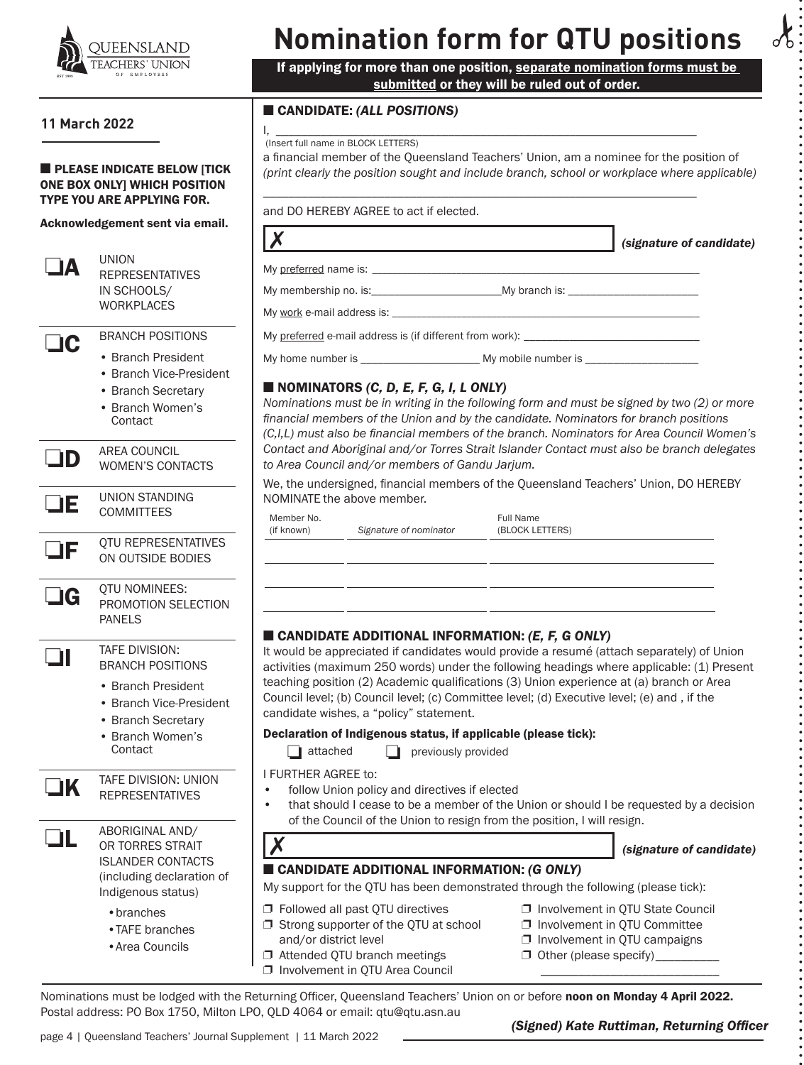# Nomination form for QTU positions

**If applying for more than one position, separate nomination forms must be submitted or they will be ruled out of order.**

**11 March 2022**

**PLEASE INDICATE BELOW [TICK ONE BOX ONLY] WHICH POSITION TYPE YOU ARE APPLYING FOR.**

**Acknowledgement sent via email.**

- ❑ **A** UNION REPRESENTATIVES IN SCHOOLS/ WORKPLACES
- ❑ **C** BRANCH POSITIONS
  - Branch President
  - Branch Vice-President
  - Branch Secretary
  - Branch Women's Contact
- ❑ **D** AREA COUNCIL WOMEN'S CONTACTS
- ❑ **E** UNION STANDING COMMITTEES
- ❑ **F** QTU REPRESENTATIVES ON OUTSIDE BODIES
- ❑ **G** QTU NOMINEES: PROMOTION SELECTION PANELS
- ❑ **I** TAFE DIVISION: BRANCH POSITIONS
  - Branch President
  - Branch Vice-President
  - Branch Secretary
  - Branch Women's Contact
- ❑ **K** TAFE DIVISION: UNION REPRESENTATIVES
- ❑ **L** ABORIGINAL AND/ OR TORRES STRAIT ISLANDER CONTACTS (including declaration of Indigenous status)
  - branches
  - TAFE branches
  - Area Councils

## CANDIDATE: *(ALL POSITIONS)*

I, ______________________________________________
(Insert full name in BLOCK LETTERS)

a financial member of the Queensland Teachers' Union, am a nominee for the position of *(print clearly the position sought and include branch, school or workplace where applicable)*

______________________________________________

and DO HEREBY AGREE to act if elected.

✗ ______________________ *(signature of candidate)*

My preferred name is: ______________________________

My membership no. is: ____________________ My branch is: ____________________

My work e-mail address is: ______________________________

My preferred e-mail address is (if different from work): ______________________________

My home number is ____________________ My mobile number is ____________________

## NOMINATORS *(C, D, E, F, G, I, L ONLY)*

*Nominations must be in writing in the following form and must be signed by two (2) or more financial members of the Union and by the candidate. Nominators for branch positions (C,I,L) must also be financial members of the branch. Nominators for Area Council Women's Contact and Aboriginal and/or Torres Strait Islander Contact must also be branch delegates to Area Council and/or members of Gandu Jarjum.*

We, the undersigned, financial members of the Queensland Teachers' Union, DO HEREBY NOMINATE the above member.

| Member No. (if known) | *Signature of nominator* | Full Name (BLOCK LETTERS) |
|---|---|---|
| | | |
| | | |
| | | |

## CANDIDATE ADDITIONAL INFORMATION: *(E, F, G ONLY)*

It would be appreciated if candidates would provide a resumé (attach separately) of Union activities (maximum 250 words) under the following headings where applicable: (1) Present teaching position (2) Academic qualifications (3) Union experience at (a) branch or Area Council level; (b) Council level; (c) Committee level; (d) Executive level; (e) and , if the candidate wishes, a "policy" statement.

**Declaration of Indigenous status, if applicable (please tick):**

❑ attached ❑ previously provided

I FURTHER AGREE to:

- follow Union policy and directives if elected
- that should I cease to be a member of the Union or should I be requested by a decision of the Council of the Union to resign from the position, I will resign.

✗ ______________________ *(signature of candidate)*

## CANDIDATE ADDITIONAL INFORMATION: *(G ONLY)*

My support for the QTU has been demonstrated through the following (please tick):

- ❑ Followed all past QTU directives
- ❑ Strong supporter of the QTU at school and/or district level
- ❑ Attended QTU branch meetings
- ❑ Involvement in QTU Area Council
- ❑ Involvement in QTU State Council
- ❑ Involvement in QTU Committee
- ❑ Involvement in QTU campaigns
- ❑ Other (please specify) ____________________

Nominations must be lodged with the Returning Officer, Queensland Teachers' Union on or before **noon on Monday 4 April 2022.** Postal address: PO Box 1750, Milton LPO, QLD 4064 or email: qtu@qtu.asn.au

*(Signed) Kate Ruttiman, Returning Officer*